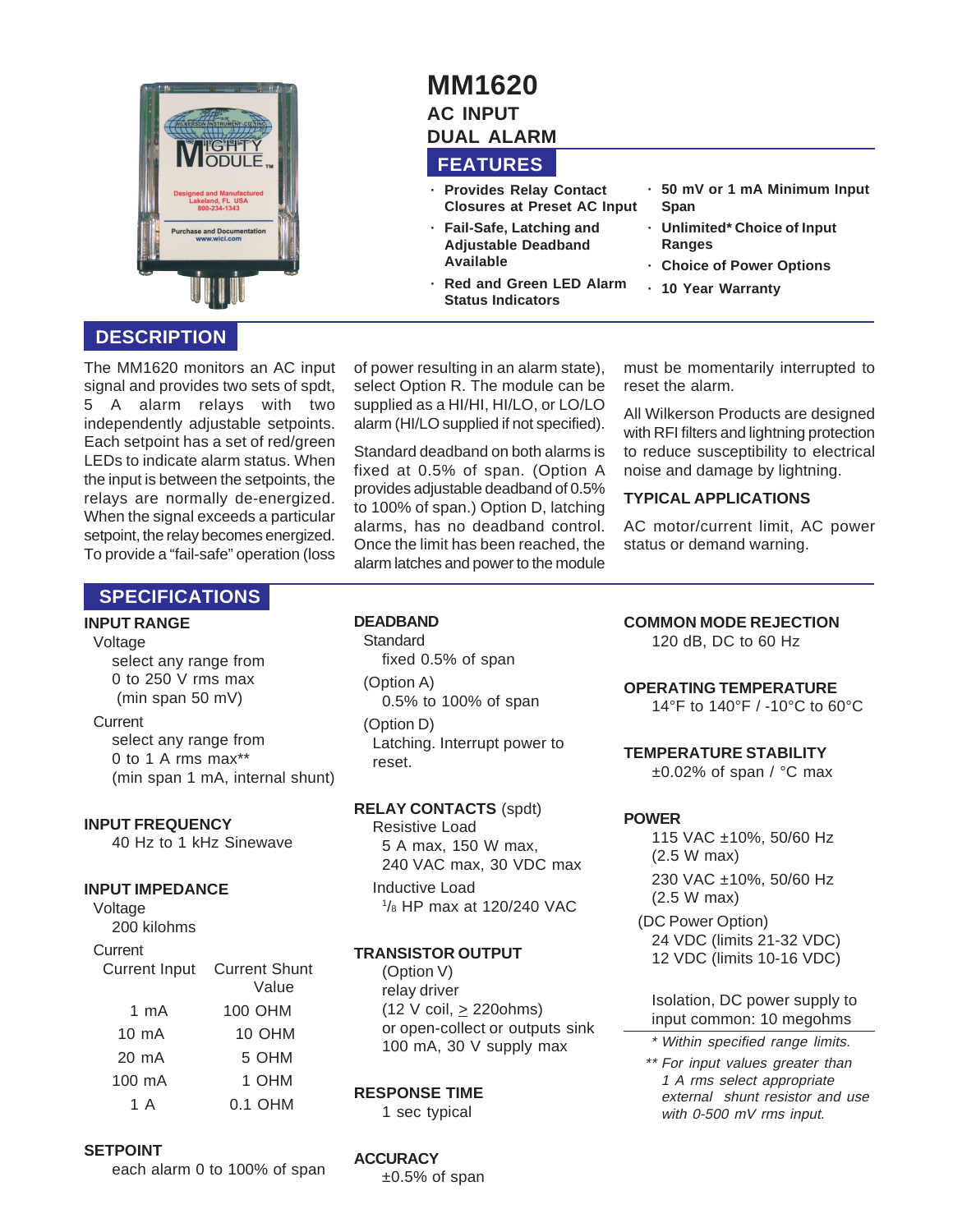# MM1620

## AC INPUT
## DUAL ALARM

## FEATURES

- Provides Relay Contact Closures at Preset AC Input
- Fail-Safe, Latching and Adjustable Deadband Available
- Red and Green LED Alarm Status Indicators
- 50 mV or 1 mA Minimum Input Span
- Unlimited* Choice of Input Ranges
- Choice of Power Options
- 10 Year Warranty

## DESCRIPTION

The MM1620 monitors an AC input signal and provides two sets of spdt, 5 A alarm relays with two independently adjustable setpoints. Each setpoint has a set of red/green LEDs to indicate alarm status. When the input is between the setpoints, the relays are normally de-energized. When the signal exceeds a particular setpoint, the relay becomes energized. To provide a "fail-safe" operation (loss of power resulting in an alarm state), select Option R. The module can be supplied as a HI/HI, HI/LO, or LO/LO alarm (HI/LO supplied if not specified).

Standard deadband on both alarms is fixed at 0.5% of span. (Option A provides adjustable deadband of 0.5% to 100% of span.) Option D, latching alarms, has no deadband control. Once the limit has been reached, the alarm latches and power to the module must be momentarily interrupted to reset the alarm.

All Wilkerson Products are designed with RFI filters and lightning protection to reduce susceptibility to electrical noise and damage by lightning.

### TYPICAL APPLICATIONS

AC motor/current limit, AC power status or demand warning.

## SPECIFICATIONS

### INPUT RANGE

Voltage
- select any range from 0 to 250 V rms max (min span 50 mV)

Current
- select any range from 0 to 1 A rms max** (min span 1 mA, internal shunt)

### INPUT FREQUENCY

40 Hz to 1 kHz Sinewave

### INPUT IMPEDANCE

Voltage
- 200 kilohms

Current

| Current Input | Current Shunt Value |
|---|---|
| 1 mA | 100 OHM |
| 10 mA | 10 OHM |
| 20 mA | 5 OHM |
| 100 mA | 1 OHM |
| 1 A | 0.1 OHM |

### SETPOINT

each alarm 0 to 100% of span

### DEADBAND

Standard
- fixed 0.5% of span

(Option A)
- 0.5% to 100% of span

(Option D)
- Latching. Interrupt power to reset.

### RELAY CONTACTS (spdt)

Resistive Load
- 5 A max, 150 W max, 240 VAC max, 30 VDC max

Inductive Load
- 1/8 HP max at 120/240 VAC

### TRANSISTOR OUTPUT

(Option V)
relay driver
(12 V coil, ≥ 220ohms)
or open-collect or outputs sink 100 mA, 30 V supply max

### RESPONSE TIME

1 sec typical

### ACCURACY

±0.5% of span

### COMMON MODE REJECTION

120 dB, DC to 60 Hz

### OPERATING TEMPERATURE

14°F to 140°F / -10°C to 60°C

### TEMPERATURE STABILITY

±0.02% of span / °C max

### POWER

115 VAC ±10%, 50/60 Hz (2.5 W max)

230 VAC ±10%, 50/60 Hz (2.5 W max)

(DC Power Option)
- 24 VDC (limits 21-32 VDC)
- 12 VDC (limits 10-16 VDC)

Isolation, DC power supply to input common: 10 megohms

---

*\* Within specified range limits.*

*\*\* For input values greater than 1 A rms select appropriate external shunt resistor and use with 0-500 mV rms input.*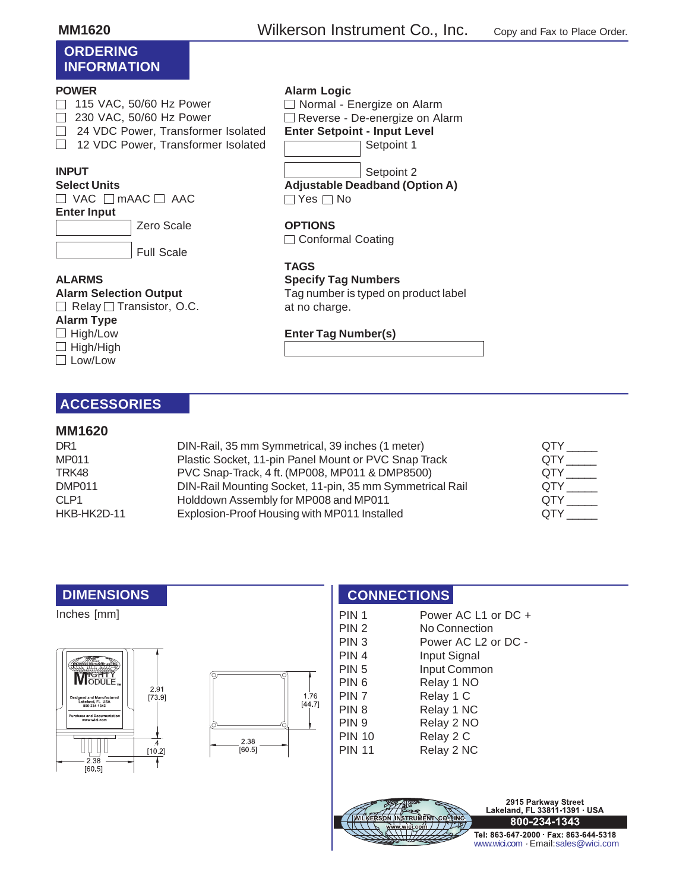# ORDERING INFORMATION

Copy and Fax to Place Order.

### POWER

☐ 115 VAC, 50/60 Hz Power
☐ 230 VAC, 50/60 Hz Power
☐ 24 VDC Power, Transformer Isolated
☐ 12 VDC Power, Transformer Isolated

### INPUT

**Select Units**

☐ VAC ☐ mAAC ☐ AAC

**Enter Input**

________ Zero Scale

________ Full Scale

### ALARMS

**Alarm Selection Output**

☐ Relay ☐ Transistor, O.C.

**Alarm Type**

☐ High/Low
☐ High/High
☐ Low/Low

**Alarm Logic**

☐ Normal - Energize on Alarm
☐ Reverse - De-energize on Alarm

**Enter Setpoint - Input Level**

________ Setpoint 1

________ Setpoint 2

**Adjustable Deadband (Option A)**

☐ Yes ☐ No

### OPTIONS

☐ Conformal Coating

### TAGS

**Specify Tag Numbers**

Tag number is typed on product label at no charge.

**Enter Tag Number(s)**

________________

# ACCESSORIES

### MM1620

| | | |
|---|---|---|
| DR1 | DIN-Rail, 35 mm Symmetrical, 39 inches (1 meter) | QTY _____ |
| MP011 | Plastic Socket, 11-pin Panel Mount or PVC Snap Track | QTY _____ |
| TRK48 | PVC Snap-Track, 4 ft. (MP008, MP011 & DMP8500) | QTY _____ |
| DMP011 | DIN-Rail Mounting Socket, 11-pin, 35 mm Symmetrical Rail | QTY _____ |
| CLP1 | Holddown Assembly for MP008 and MP011 | QTY _____ |
| HKB-HK2D-11 | Explosion-Proof Housing with MP011 Installed | QTY _____ |

# DIMENSIONS

Inches [mm]

2.91 [73.9]
.4 [10.2]
2.38 [60.5]
1.76 [44.7]
2.38 [60.5]

# CONNECTIONS

| | |
|---|---|
| PIN 1 | Power AC L1 or DC + |
| PIN 2 | No Connection |
| PIN 3 | Power AC L2 or DC - |
| PIN 4 | Input Signal |
| PIN 5 | Input Common |
| PIN 6 | Relay 1 NO |
| PIN 7 | Relay 1 C |
| PIN 8 | Relay 1 NC |
| PIN 9 | Relay 2 NO |
| PIN 10 | Relay 2 C |
| PIN 11 | Relay 2 NC |

Wilkerson Instrument Co., Inc.
2915 Parkway Street
Lakeland, FL 33811-1391 · USA
800-234-1343
Tel: 863-647-2000 · Fax: 863-644-5318
www.wici.com · Email: sales@wici.com